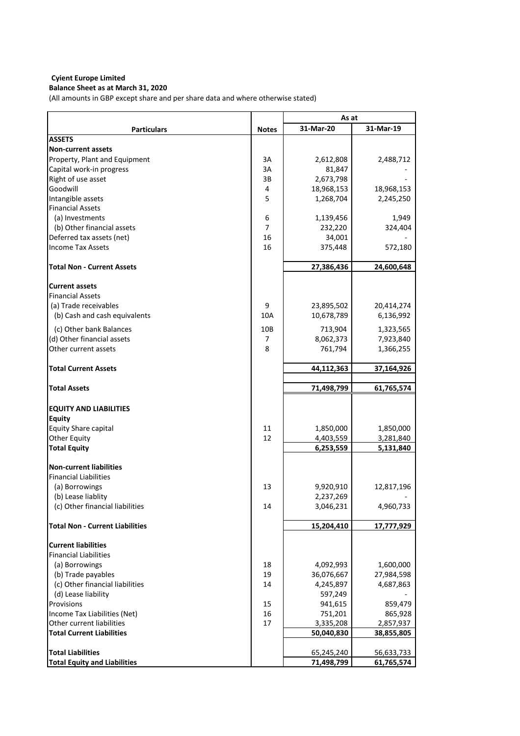**Cyient Europe Limited**

**Balance Sheet as at March 31, 2020**

(All amounts in GBP except share and per share data and where otherwise stated)

| Particulars | Notes | As at | |
|---|---|---|---|
| | | 31-Mar-20 | 31-Mar-19 |
| **ASSETS** | | | |
| **Non-current assets** | | | |
| Property, Plant and Equipment | 3A | 2,612,808 | 2,488,712 |
| Capital work-in progress | 3A | 81,847 | - |
| Right of use asset | 3B | 2,673,798 | - |
| Goodwill | 4 | 18,968,153 | 18,968,153 |
| Intangible assets | 5 | 1,268,704 | 2,245,250 |
| Financial Assets | | | |
| (a) Investments | 6 | 1,139,456 | 1,949 |
| (b) Other financial assets | 7 | 232,220 | 324,404 |
| Deferred tax assets (net) | 16 | 34,001 | - |
| Income Tax Assets | 16 | 375,448 | 572,180 |
| **Total Non - Current Assets** | | 27,386,436 | 24,600,648 |
| **Current assets** | | | |
| Financial Assets | | | |
| (a) Trade receivables | 9 | 23,895,502 | 20,414,274 |
| (b) Cash and cash equivalents | 10A | 10,678,789 | 6,136,992 |
| (c) Other bank Balances | 10B | 713,904 | 1,323,565 |
| (d) Other financial assets | 7 | 8,062,373 | 7,923,840 |
| Other current assets | 8 | 761,794 | 1,366,255 |
| **Total Current Assets** | | 44,112,363 | 37,164,926 |
| **Total Assets** | | 71,498,799 | 61,765,574 |
| **EQUITY AND LIABILITIES** | | | |
| **Equity** | | | |
| Equity Share capital | 11 | 1,850,000 | 1,850,000 |
| Other Equity | 12 | 4,403,559 | 3,281,840 |
| **Total Equity** | | 6,253,559 | 5,131,840 |
| **Non-current liabilities** | | | |
| Financial Liabilities | | | |
| (a) Borrowings | 13 | 9,920,910 | 12,817,196 |
| (b) Lease liablity | | 2,237,269 | - |
| (c) Other financial liabilities | 14 | 3,046,231 | 4,960,733 |
| **Total Non - Current Liabilities** | | 15,204,410 | 17,777,929 |
| **Current liabilities** | | | |
| Financial Liabilities | | | |
| (a) Borrowings | 18 | 4,092,993 | 1,600,000 |
| (b) Trade payables | 19 | 36,076,667 | 27,984,598 |
| (c) Other financial liabilities | 14 | 4,245,897 | 4,687,863 |
| (d) Lease liability | | 597,249 | - |
| Provisions | 15 | 941,615 | 859,479 |
| Income Tax Liabilities (Net) | 16 | 751,201 | 865,928 |
| Other current liabilities | 17 | 3,335,208 | 2,857,937 |
| **Total Current Liabilities** | | 50,040,830 | 38,855,805 |
| **Total Liabilities** | | 65,245,240 | 56,633,733 |
| **Total Equity and Liabilities** | | 71,498,799 | 61,765,574 |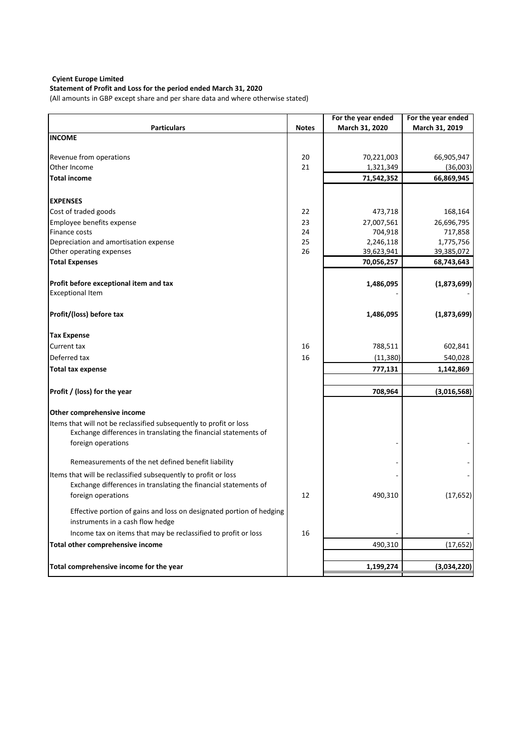**Cyient Europe Limited**

**Statement of Profit and Loss for the period ended March 31, 2020**

(All amounts in GBP except share and per share data and where otherwise stated)

| Particulars | Notes | For the year ended March 31, 2020 | For the year ended March 31, 2019 |
|---|---|---|---|
| **INCOME** | | | |
| Revenue from operations | 20 | 70,221,003 | 66,905,947 |
| Other Income | 21 | 1,321,349 | (36,003) |
| **Total income** | | **71,542,352** | **66,869,945** |
| **EXPENSES** | | | |
| Cost of traded goods | 22 | 473,718 | 168,164 |
| Employee benefits expense | 23 | 27,007,561 | 26,696,795 |
| Finance costs | 24 | 704,918 | 717,858 |
| Depreciation and amortisation expense | 25 | 2,246,118 | 1,775,756 |
| Other operating expenses | 26 | 39,623,941 | 39,385,072 |
| **Total Expenses** | | **70,056,257** | **68,743,643** |
| **Profit before exceptional item and tax** | | **1,486,095** | **(1,873,699)** |
| Exceptional Item | | - | - |
| **Profit/(loss) before tax** | | **1,486,095** | **(1,873,699)** |
| **Tax Expense** | | | |
| Current tax | 16 | 788,511 | 602,841 |
| Deferred tax | 16 | (11,380) | 540,028 |
| **Total tax expense** | | **777,131** | **1,142,869** |
| **Profit / (loss) for the year** | | **708,964** | **(3,016,568)** |
| **Other comprehensive income** | | | |
| Items that will not be reclassified subsequently to profit or loss | | | |
| Exchange differences in translating the financial statements of foreign operations | | - | - |
| Remeasurements of the net defined benefit liability | | - | - |
| Items that will be reclassified subsequently to profit or loss | | - | - |
| Exchange differences in translating the financial statements of foreign operations | 12 | 490,310 | (17,652) |
| Effective portion of gains and loss on designated portion of hedging instruments in a cash flow hedge | | | |
| Income tax on items that may be reclassified to profit or loss | 16 | - | - |
| **Total other comprehensive income** | | 490,310 | (17,652) |
| **Total comprehensive income for the year** | | **1,199,274** | **(3,034,220)** |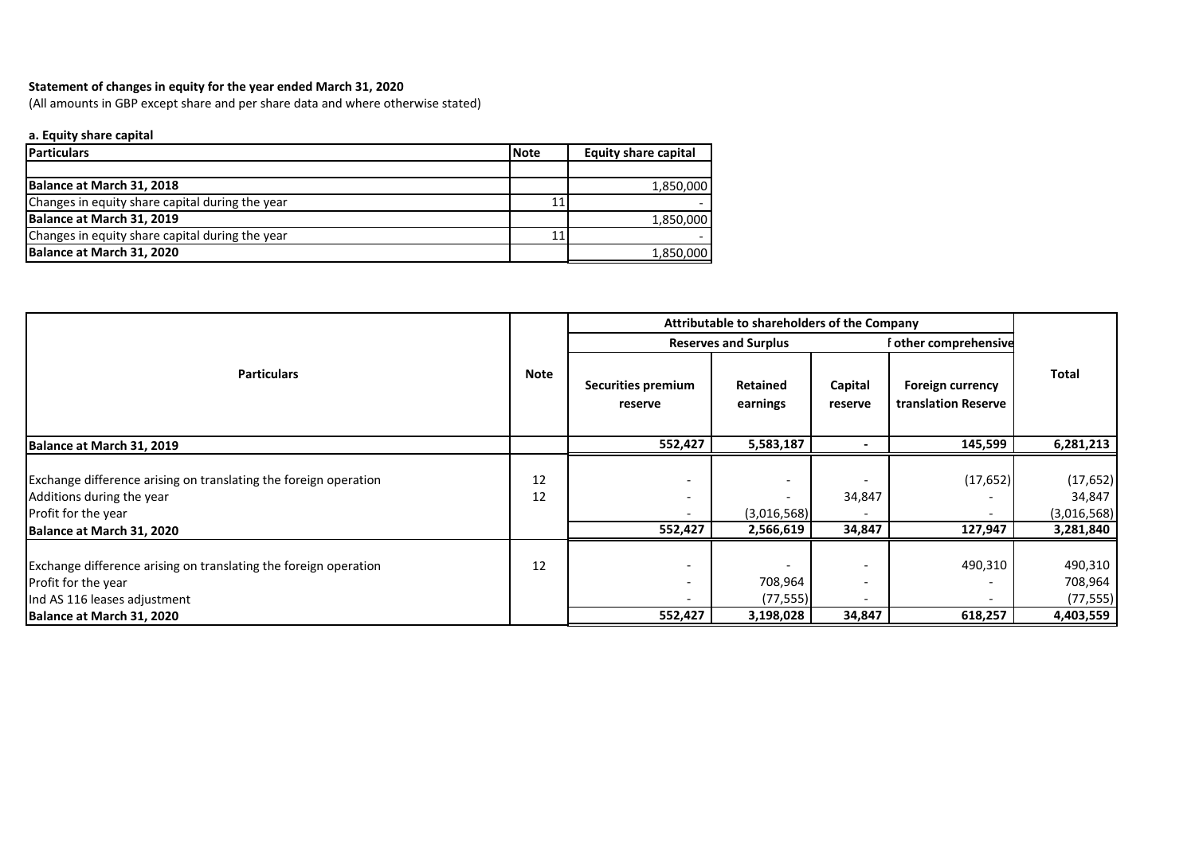**Statement of changes in equity for the year ended March 31, 2020**

(All amounts in GBP except share and per share data and where otherwise stated)

**a. Equity share capital**

| Particulars | Note | Equity share capital |
|---|---|---|
| | | |
| **Balance at March 31, 2018** | | 1,850,000 |
| Changes in equity share capital during the year | 11 | - |
| **Balance at March 31, 2019** | | 1,850,000 |
| Changes in equity share capital during the year | 11 | - |
| **Balance at March 31, 2020** | | 1,850,000 |

| Particulars | Note | Attributable to shareholders of the Company | | | | Total |
|---|---|---|---|---|---|---|
| | | Reserves and Surplus | | | f other comprehensive | |
| | | Securities premium reserve | Retained earnings | Capital reserve | Foreign currency translation Reserve | |
| **Balance at March 31, 2019** | | **552,427** | **5,583,187** | **-** | **145,599** | **6,281,213** |
| Exchange difference arising on translating the foreign operation | 12 | - | - | - | (17,652) | (17,652) |
| Additions during the year | 12 | - | - | 34,847 | - | 34,847 |
| Profit for the year | | - | (3,016,568) | - | - | (3,016,568) |
| **Balance at March 31, 2020** | | **552,427** | **2,566,619** | **34,847** | **127,947** | **3,281,840** |
| Exchange difference arising on translating the foreign operation | 12 | - | - | - | 490,310 | 490,310 |
| Profit for the year | | - | 708,964 | - | - | 708,964 |
| Ind AS 116 leases adjustment | | - | (77,555) | - | - | (77,555) |
| **Balance at March 31, 2020** | | **552,427** | **3,198,028** | **34,847** | **618,257** | **4,403,559** |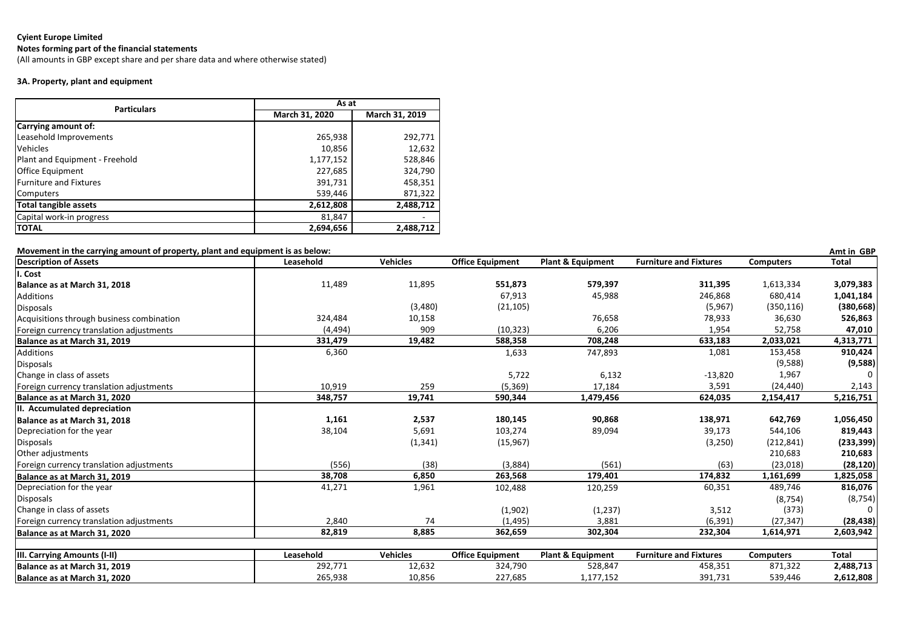**Cyient Europe Limited**

**Notes forming part of the financial statements**

(All amounts in GBP except share and per share data and where otherwise stated)

**3A. Property, plant and equipment**

| Particulars | As at | |
|---|---|---|
| | March 31, 2020 | March 31, 2019 |
| **Carrying amount of:** | | |
| Leasehold Improvements | 265,938 | 292,771 |
| Vehicles | 10,856 | 12,632 |
| Plant and Equipment - Freehold | 1,177,152 | 528,846 |
| Office Equipment | 227,685 | 324,790 |
| Furniture and Fixtures | 391,731 | 458,351 |
| Computers | 539,446 | 871,322 |
| **Total tangible assets** | **2,612,808** | **2,488,712** |
| Capital work-in progress | 81,847 | - |
| **TOTAL** | **2,694,656** | **2,488,712** |

**Movement in the carrying amount of property, plant and equipment is as below:**

**Amt in GBP**

| Description of Assets | Leasehold | Vehicles | Office Equipment | Plant & Equipment | Furniture and Fixtures | Computers | Total |
|---|---|---|---|---|---|---|---|
| **I. Cost** | | | | | | | |
| **Balance as at March 31, 2018** | 11,489 | 11,895 | **551,873** | **579,397** | **311,395** | 1,613,334 | **3,079,383** |
| Additions | | | 67,913 | 45,988 | 246,868 | 680,414 | **1,041,184** |
| Disposals | | (3,480) | (21,105) | | (5,967) | (350,116) | **(380,668)** |
| Acquisitions through business combination | 324,484 | 10,158 | | 76,658 | 78,933 | 36,630 | **526,863** |
| Foreign currency translation adjustments | (4,494) | 909 | (10,323) | 6,206 | 1,954 | 52,758 | **47,010** |
| **Balance as at March 31, 2019** | **331,479** | **19,482** | **588,358** | **708,248** | **633,183** | **2,033,021** | **4,313,771** |
| Additions | 6,360 | | 1,633 | 747,893 | 1,081 | 153,458 | **910,424** |
| Disposals | | | | | | (9,588) | **(9,588)** |
| Change in class of assets | | | 5,722 | 6,132 | -13,820 | 1,967 | 0 |
| Foreign currency translation adjustments | 10,919 | 259 | (5,369) | 17,184 | 3,591 | (24,440) | 2,143 |
| **Balance as at March 31, 2020** | **348,757** | **19,741** | **590,344** | **1,479,456** | **624,035** | **2,154,417** | **5,216,751** |
| **II. Accumulated depreciation** | | | | | | | |
| **Balance as at March 31, 2018** | **1,161** | **2,537** | **180,145** | **90,868** | **138,971** | **642,769** | **1,056,450** |
| Depreciation for the year | 38,104 | 5,691 | 103,274 | 89,094 | 39,173 | 544,106 | **819,443** |
| Disposals | | (1,341) | (15,967) | | (3,250) | (212,841) | **(233,399)** |
| Other adjustments | | | | | | 210,683 | **210,683** |
| Foreign currency translation adjustments | (556) | (38) | (3,884) | (561) | (63) | (23,018) | **(28,120)** |
| **Balance as at March 31, 2019** | **38,708** | **6,850** | **263,568** | **179,401** | **174,832** | **1,161,699** | **1,825,058** |
| Depreciation for the year | 41,271 | 1,961 | 102,488 | 120,259 | 60,351 | 489,746 | **816,076** |
| Disposals | | | | | | (8,754) | (8,754) |
| Change in class of assets | | | (1,902) | (1,237) | 3,512 | (373) | 0 |
| Foreign currency translation adjustments | 2,840 | 74 | (1,495) | 3,881 | (6,391) | (27,347) | **(28,438)** |
| **Balance as at March 31, 2020** | **82,819** | **8,885** | **362,659** | **302,304** | **232,304** | **1,614,971** | **2,603,942** |

| III. Carrying Amounts (I-II) | Leasehold | Vehicles | Office Equipment | Plant & Equipment | Furniture and Fixtures | Computers | Total |
|---|---|---|---|---|---|---|---|
| **Balance as at March 31, 2019** | 292,771 | 12,632 | 324,790 | 528,847 | 458,351 | 871,322 | **2,488,713** |
| **Balance as at March 31, 2020** | 265,938 | 10,856 | 227,685 | 1,177,152 | 391,731 | 539,446 | **2,612,808** |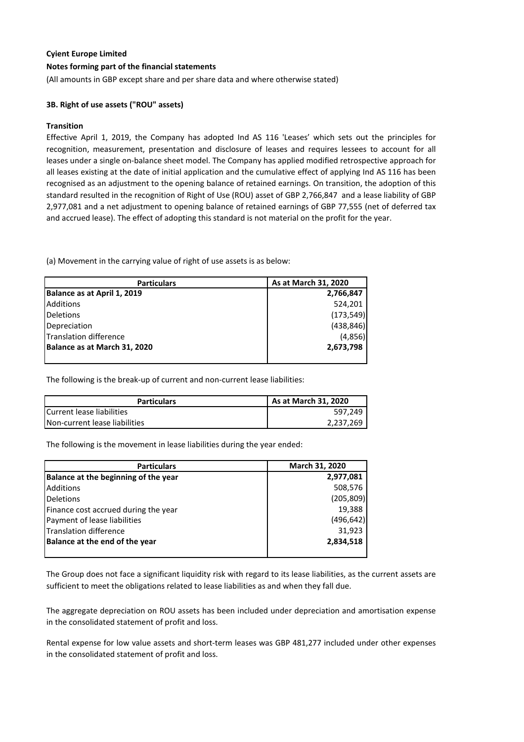**Cyient Europe Limited**

**Notes forming part of the financial statements**

(All amounts in GBP except share and per share data and where otherwise stated)

**3B. Right of use assets ("ROU" assets)**

**Transition**

Effective April 1, 2019, the Company has adopted Ind AS 116 'Leases' which sets out the principles for recognition, measurement, presentation and disclosure of leases and requires lessees to account for all leases under a single on-balance sheet model. The Company has applied modified retrospective approach for all leases existing at the date of initial application and the cumulative effect of applying Ind AS 116 has been recognised as an adjustment to the opening balance of retained earnings. On transition, the adoption of this standard resulted in the recognition of Right of Use (ROU) asset of GBP 2,766,847 and a lease liability of GBP 2,977,081 and a net adjustment to opening balance of retained earnings of GBP 77,555 (net of deferred tax and accrued lease). The effect of adopting this standard is not material on the profit for the year.

(a) Movement in the carrying value of right of use assets is as below:

| Particulars | As at March 31, 2020 |
|---|---|
| **Balance as at April 1, 2019** | **2,766,847** |
| Additions | 524,201 |
| Deletions | (173,549) |
| Depreciation | (438,846) |
| Translation difference | (4,856) |
| **Balance as at March 31, 2020** | **2,673,798** |

The following is the break-up of current and non-current lease liabilities:

| Particulars | As at March 31, 2020 |
|---|---|
| Current lease liabilities | 597,249 |
| Non-current lease liabilities | 2,237,269 |

The following is the movement in lease liabilities during the year ended:

| Particulars | March 31, 2020 |
|---|---|
| **Balance at the beginning of the year** | **2,977,081** |
| Additions | 508,576 |
| Deletions | (205,809) |
| Finance cost accrued during the year | 19,388 |
| Payment of lease liabilities | (496,642) |
| Translation difference | 31,923 |
| **Balance at the end of the year** | **2,834,518** |

The Group does not face a significant liquidity risk with regard to its lease liabilities, as the current assets are sufficient to meet the obligations related to lease liabilities as and when they fall due.

The aggregate depreciation on ROU assets has been included under depreciation and amortisation expense in the consolidated statement of profit and loss.

Rental expense for low value assets and short-term leases was GBP 481,277 included under other expenses in the consolidated statement of profit and loss.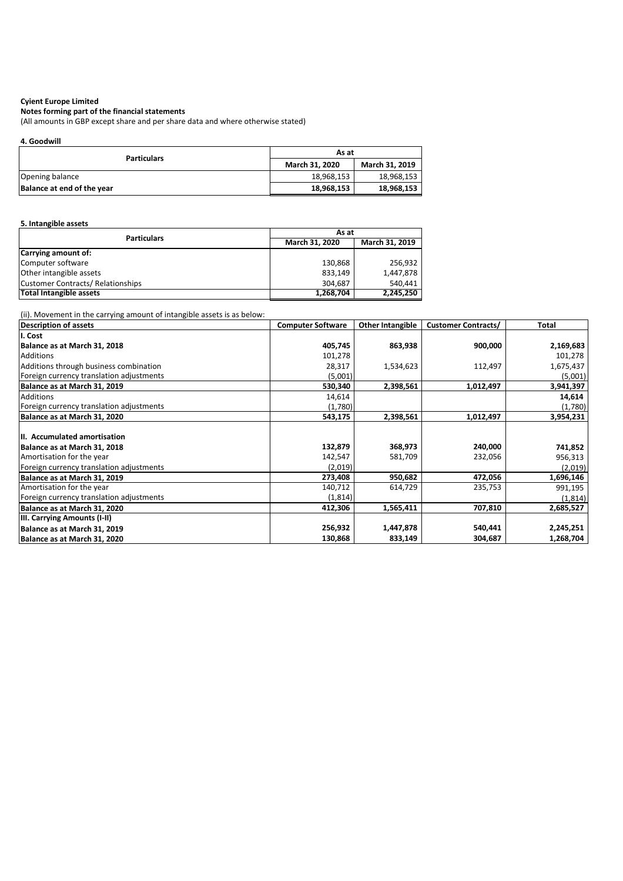**Cyient Europe Limited**

**Notes forming part of the financial statements**

(All amounts in GBP except share and per share data and where otherwise stated)

**4. Goodwill**

| Particulars | As at | |
|---|---|---|
| | **March 31, 2020** | **March 31, 2019** |
| Opening balance | 18,968,153 | 18,968,153 |
| **Balance at end of the year** | **18,968,153** | **18,968,153** |

**5. Intangible assets**

| Particulars | As at | |
|---|---|---|
| | **March 31, 2020** | **March 31, 2019** |
| **Carrying amount of:** | | |
| Computer software | 130,868 | 256,932 |
| Other intangible assets | 833,149 | 1,447,878 |
| Customer Contracts/ Relationships | 304,687 | 540,441 |
| **Total Intangible assets** | **1,268,704** | **2,245,250** |

(ii). Movement in the carrying amount of intangible assets is as below:

| Description of assets | Computer Software | Other Intangible | Customer Contracts/ | Total |
|---|---|---|---|---|
| **I. Cost** | | | | |
| **Balance as at March 31, 2018** | **405,745** | **863,938** | **900,000** | **2,169,683** |
| Additions | 101,278 | | | 101,278 |
| Additions through business combination | 28,317 | 1,534,623 | 112,497 | 1,675,437 |
| Foreign currency translation adjustments | (5,001) | | | (5,001) |
| **Balance as at March 31, 2019** | **530,340** | **2,398,561** | **1,012,497** | **3,941,397** |
| Additions | 14,614 | | | **14,614** |
| Foreign currency translation adjustments | (1,780) | | | (1,780) |
| **Balance as at March 31, 2020** | **543,175** | **2,398,561** | **1,012,497** | **3,954,231** |
| **II. Accumulated amortisation** | | | | |
| **Balance as at March 31, 2018** | **132,879** | **368,973** | **240,000** | **741,852** |
| Amortisation for the year | 142,547 | 581,709 | 232,056 | 956,313 |
| Foreign currency translation adjustments | (2,019) | | | (2,019) |
| **Balance as at March 31, 2019** | **273,408** | **950,682** | **472,056** | **1,696,146** |
| Amortisation for the year | 140,712 | 614,729 | 235,753 | 991,195 |
| Foreign currency translation adjustments | (1,814) | | | (1,814) |
| **Balance as at March 31, 2020** | **412,306** | **1,565,411** | **707,810** | **2,685,527** |
| **III. Carrying Amounts (I-II)** | | | | |
| **Balance as at March 31, 2019** | **256,932** | **1,447,878** | **540,441** | **2,245,251** |
| **Balance as at March 31, 2020** | **130,868** | **833,149** | **304,687** | **1,268,704** |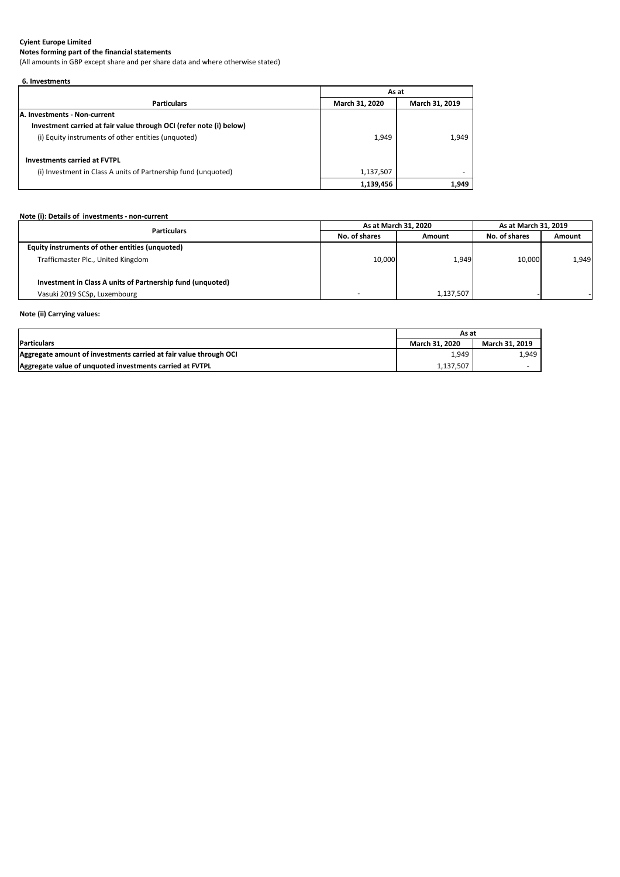**Cyient Europe Limited**

**Notes forming part of the financial statements**

(All amounts in GBP except share and per share data and where otherwise stated)

**6. Investments**

| Particulars | As at | |
|---|---|---|
| | **March 31, 2020** | **March 31, 2019** |
| **A. Investments - Non-current** | | |
| **Investment carried at fair value through OCI (refer note (i) below)** | | |
| (i) Equity instruments of other entities (unquoted) | 1,949 | 1,949 |
| **Investments carried at FVTPL** | | |
| (i) Investment in Class A units of Partnership fund (unquoted) | 1,137,507 | - |
| | **1,139,456** | **1,949** |

**Note (i): Details of investments - non-current**

| Particulars | As at March 31, 2020 | | As at March 31, 2019 | |
|---|---|---|---|---|
| | **No. of shares** | **Amount** | **No. of shares** | **Amount** |
| **Equity instruments of other entities (unquoted)** | | | | |
| Trafficmaster Plc., United Kingdom | 10,000 | 1,949 | 10,000 | 1,949 |
| **Investment in Class A units of Partnership fund (unquoted)** | | | | |
| Vasuki 2019 SCSp, Luxembourg | - | 1,137,507 | - | - |

**Note (ii) Carrying values:**

| Particulars | As at | |
|---|---|---|
| | **March 31, 2020** | **March 31, 2019** |
| **Aggregate amount of investments carried at fair value through OCI** | 1,949 | 1,949 |
| **Aggregate value of unquoted investments carried at FVTPL** | 1,137,507 | - |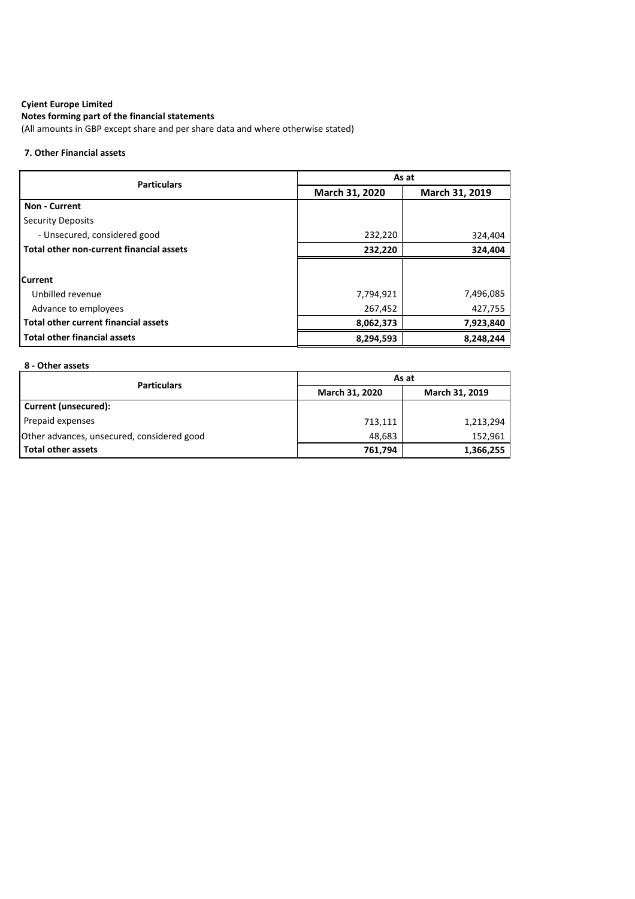**Cyient Europe Limited**

**Notes forming part of the financial statements**

(All amounts in GBP except share and per share data and where otherwise stated)

**7. Other Financial assets**

| Particulars | As at | |
|---|---|---|
| | March 31, 2020 | March 31, 2019 |
| **Non - Current** | | |
| Security Deposits | | |
| - Unsecured, considered good | 232,220 | 324,404 |
| **Total other non-current financial assets** | **232,220** | **324,404** |
| **Current** | | |
| Unbilled revenue | 7,794,921 | 7,496,085 |
| Advance to employees | 267,452 | 427,755 |
| **Total other current financial assets** | **8,062,373** | **7,923,840** |
| **Total other financial assets** | **8,294,593** | **8,248,244** |

**8 - Other assets**

| Particulars | As at | |
|---|---|---|
| | March 31, 2020 | March 31, 2019 |
| **Current (unsecured):** | | |
| Prepaid expenses | 713,111 | 1,213,294 |
| Other advances, unsecured, considered good | 48,683 | 152,961 |
| **Total other assets** | **761,794** | **1,366,255** |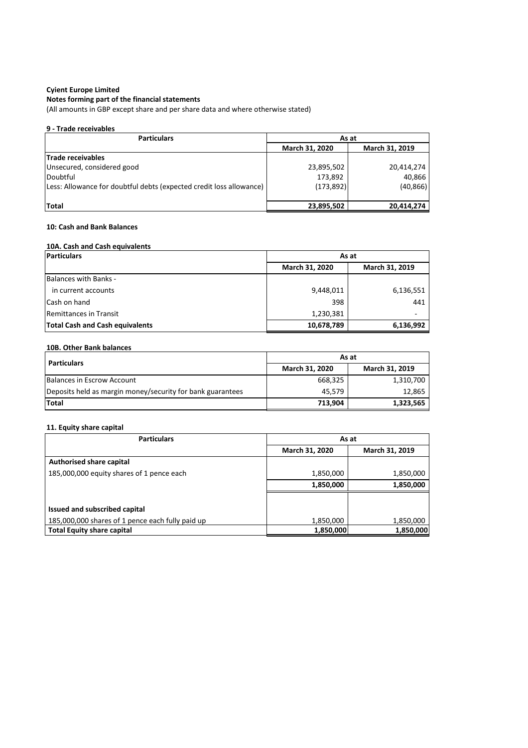**Cyient Europe Limited**

**Notes forming part of the financial statements**

(All amounts in GBP except share and per share data and where otherwise stated)

**9 - Trade receivables**

| Particulars | As at | |
|---|---|---|
| | March 31, 2020 | March 31, 2019 |
| **Trade receivables** | | |
| Unsecured, considered good | 23,895,502 | 20,414,274 |
| Doubtful | 173,892 | 40,866 |
| Less: Allowance for doubtful debts (expected credit loss allowance) | (173,892) | (40,866) |
| **Total** | **23,895,502** | **20,414,274** |

**10: Cash and Bank Balances**

**10A. Cash and Cash equivalents**

| Particulars | As at | |
|---|---|---|
| | March 31, 2020 | March 31, 2019 |
| Balances with Banks - | | |
| in current accounts | 9,448,011 | 6,136,551 |
| Cash on hand | 398 | 441 |
| Remittances in Transit | 1,230,381 | - |
| **Total Cash and Cash equivalents** | **10,678,789** | **6,136,992** |

**10B. Other Bank balances**

| Particulars | As at | |
|---|---|---|
| | March 31, 2020 | March 31, 2019 |
| Balances in Escrow Account | 668,325 | 1,310,700 |
| Deposits held as margin money/security for bank guarantees | 45,579 | 12,865 |
| **Total** | **713,904** | **1,323,565** |

**11. Equity share capital**

| Particulars | As at | |
|---|---|---|
| | March 31, 2020 | March 31, 2019 |
| **Authorised share capital** | | |
| 185,000,000 equity shares of 1 pence each | 1,850,000 | 1,850,000 |
| | **1,850,000** | **1,850,000** |
| **Issued and subscribed capital** | | |
| 185,000,000 shares of 1 pence each fully paid up | 1,850,000 | 1,850,000 |
| **Total Equity share capital** | **1,850,000** | **1,850,000** |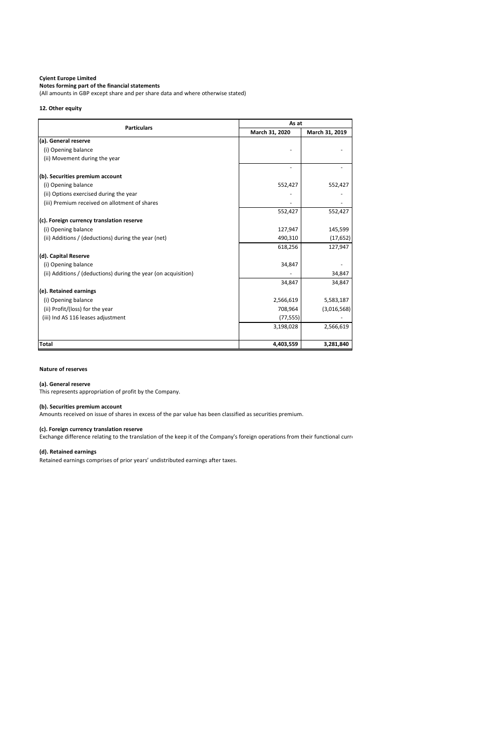**Cyient Europe Limited**
**Notes forming part of the financial statements**
(All amounts in GBP except share and per share data and where otherwise stated)

**12. Other equity**

| Particulars | As at | |
|---|---|---|
| | March 31, 2020 | March 31, 2019 |
| **(a). General reserve** | | |
| (i) Opening balance | - | - |
| (ii) Movement during the year | | |
| | - | - |
| **(b). Securities premium account** | | |
| (i) Opening balance | 552,427 | 552,427 |
| (ii) Options exercised during the year | - | - |
| (iii) Premium received on allotment of shares | - | - |
| | 552,427 | 552,427 |
| **(c). Foreign currency translation reserve** | | |
| (i) Opening balance | 127,947 | 145,599 |
| (ii) Additions / (deductions) during the year (net) | 490,310 | (17,652) |
| | 618,256 | 127,947 |
| **(d). Capital Reserve** | | |
| (i) Opening balance | 34,847 | - |
| (ii) Additions / (deductions) during the year (on acquisition) | - | 34,847 |
| | 34,847 | 34,847 |
| **(e). Retained earnings** | | |
| (i) Opening balance | 2,566,619 | 5,583,187 |
| (ii) Profit/(loss) for the year | 708,964 | (3,016,568) |
| (iii) Ind AS 116 leases adjustment | (77,555) | - |
| | 3,198,028 | 2,566,619 |
| **Total** | **4,403,559** | **3,281,840** |

**Nature of reserves**

**(a). General reserve**
This represents appropriation of profit by the Company.

**(b). Securities premium account**
Amounts received on issue of shares in excess of the par value has been classified as securities premium.

**(c). Foreign currency translation reserve**
Exchange difference relating to the translation of the keep it of the Company's foreign operations from their functional curr

**(d). Retained earnings**
Retained earnings comprises of prior years' undistributed earnings after taxes.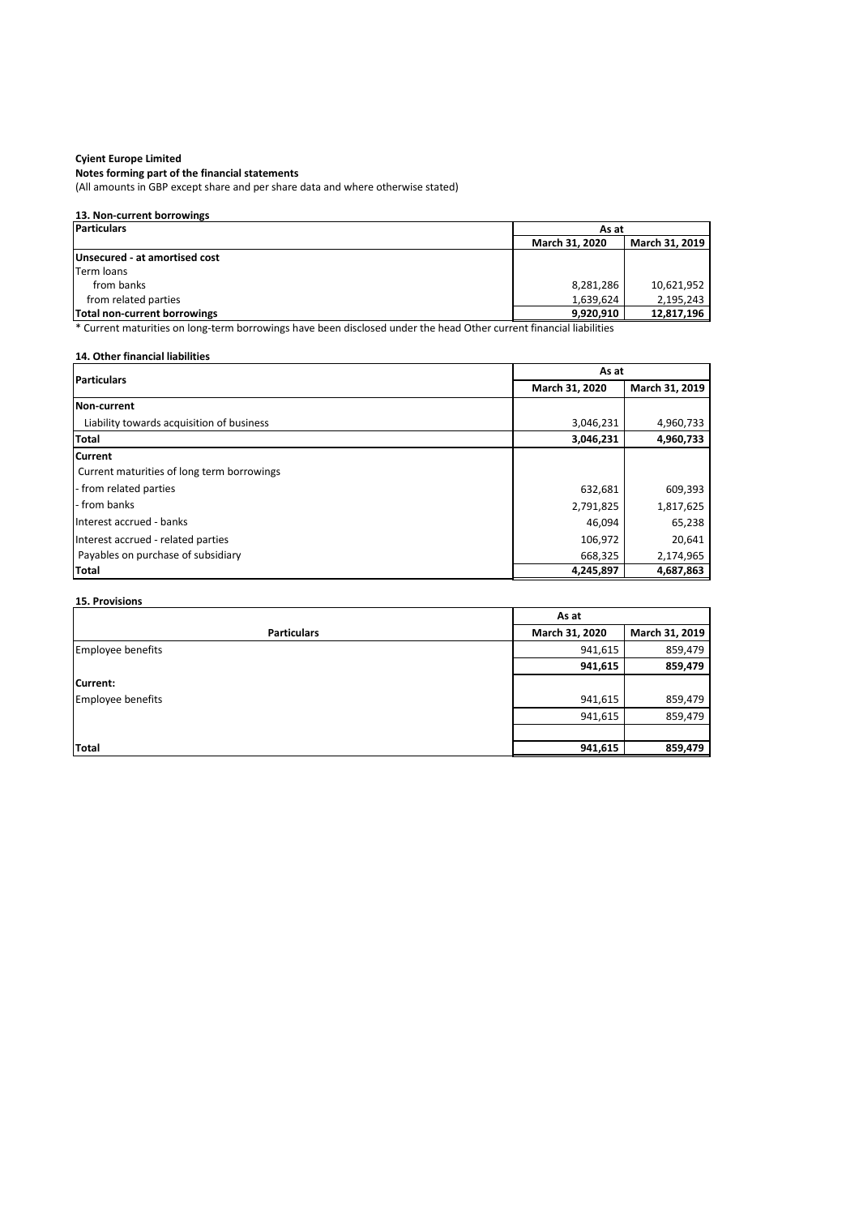**Cyient Europe Limited**

**Notes forming part of the financial statements**

(All amounts in GBP except share and per share data and where otherwise stated)

**13. Non-current borrowings**

| Particulars | As at | |
|---|---|---|
| | March 31, 2020 | March 31, 2019 |
| **Unsecured - at amortised cost** | | |
| Term loans | | |
| from banks | 8,281,286 | 10,621,952 |
| from related parties | 1,639,624 | 2,195,243 |
| **Total non-current borrowings** | **9,920,910** | **12,817,196** |

* Current maturities on long-term borrowings have been disclosed under the head Other current financial liabilities

**14. Other financial liabilities**

| Particulars | As at | |
|---|---|---|
| | March 31, 2020 | March 31, 2019 |
| **Non-current** | | |
| Liability towards acquisition of business | 3,046,231 | 4,960,733 |
| **Total** | **3,046,231** | **4,960,733** |
| **Current** | | |
| Current maturities of long term borrowings | | |
| - from related parties | 632,681 | 609,393 |
| - from banks | 2,791,825 | 1,817,625 |
| Interest accrued - banks | 46,094 | 65,238 |
| Interest accrued - related parties | 106,972 | 20,641 |
| Payables on purchase of subsidiary | 668,325 | 2,174,965 |
| **Total** | **4,245,897** | **4,687,863** |

**15. Provisions**

| Particulars | As at | |
|---|---|---|
| | March 31, 2020 | March 31, 2019 |
| Employee benefits | 941,615 | 859,479 |
| | **941,615** | **859,479** |
| **Current:** | | |
| Employee benefits | 941,615 | 859,479 |
| | 941,615 | 859,479 |
| | | |
| **Total** | **941,615** | **859,479** |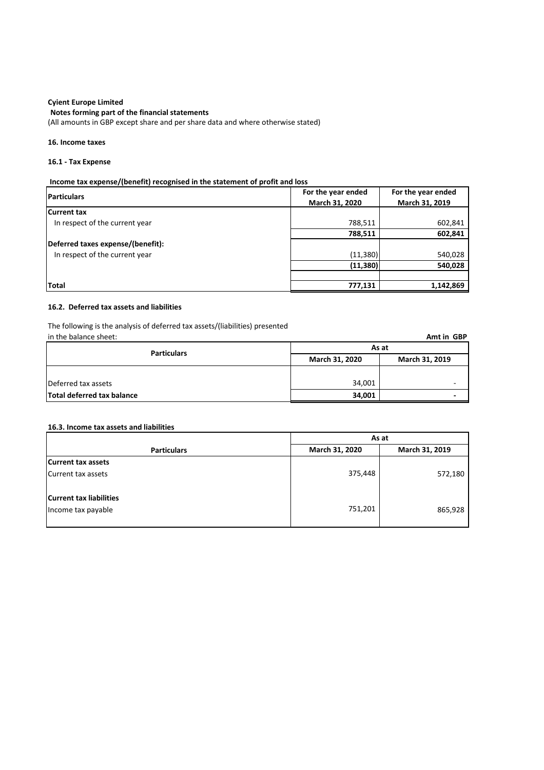**Cyient Europe Limited**

**Notes forming part of the financial statements**

(All amounts in GBP except share and per share data and where otherwise stated)

### 16. Income taxes

#### 16.1 - Tax Expense

**Income tax expense/(benefit) recognised in the statement of profit and loss**

| Particulars | For the year ended March 31, 2020 | For the year ended March 31, 2019 |
|---|---|---|
| **Current tax** | | |
| In respect of the current year | 788,511 | 602,841 |
| | **788,511** | **602,841** |
| **Deferred taxes expense/(benefit):** | | |
| In respect of the current year | (11,380) | 540,028 |
| | **(11,380)** | **540,028** |
| | | |
| **Total** | **777,131** | **1,142,869** |

#### 16.2. Deferred tax assets and liabilities

The following is the analysis of deferred tax assets/(liabilities) presented in the balance sheet:

**Amt in GBP**

| Particulars | As at | |
|---|---|---|
| | March 31, 2020 | March 31, 2019 |
| Deferred tax assets | 34,001 | - |
| **Total deferred tax balance** | **34,001** | **-** |

#### 16.3. Income tax assets and liabilities

| Particulars | As at | |
|---|---|---|
| | March 31, 2020 | March 31, 2019 |
| **Current tax assets** | | |
| Current tax assets | 375,448 | 572,180 |
| **Current tax liabilities** | | |
| Income tax payable | 751,201 | 865,928 |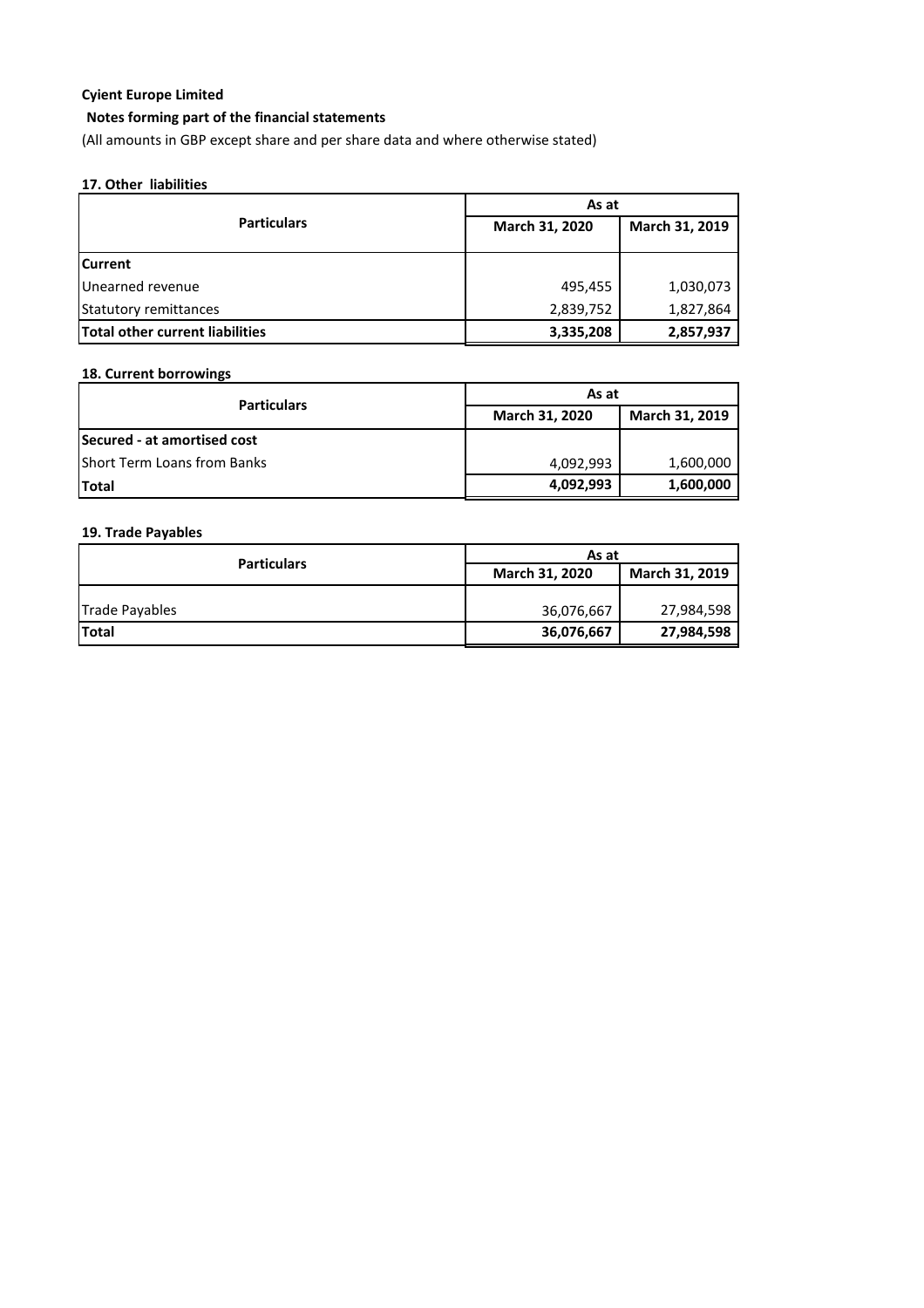**Cyient Europe Limited**

**Notes forming part of the financial statements**

(All amounts in GBP except share and per share data and where otherwise stated)

**17. Other liabilities**

| Particulars | As at | |
|---|---|---|
| | March 31, 2020 | March 31, 2019 |
| **Current** | | |
| Unearned revenue | 495,455 | 1,030,073 |
| Statutory remittances | 2,839,752 | 1,827,864 |
| **Total other current liabilities** | **3,335,208** | **2,857,937** |

**18. Current borrowings**

| Particulars | As at | |
|---|---|---|
| | March 31, 2020 | March 31, 2019 |
| **Secured - at amortised cost** | | |
| Short Term Loans from Banks | 4,092,993 | 1,600,000 |
| **Total** | **4,092,993** | **1,600,000** |

**19. Trade Payables**

| Particulars | As at | |
|---|---|---|
| | March 31, 2020 | March 31, 2019 |
| Trade Payables | 36,076,667 | 27,984,598 |
| **Total** | **36,076,667** | **27,984,598** |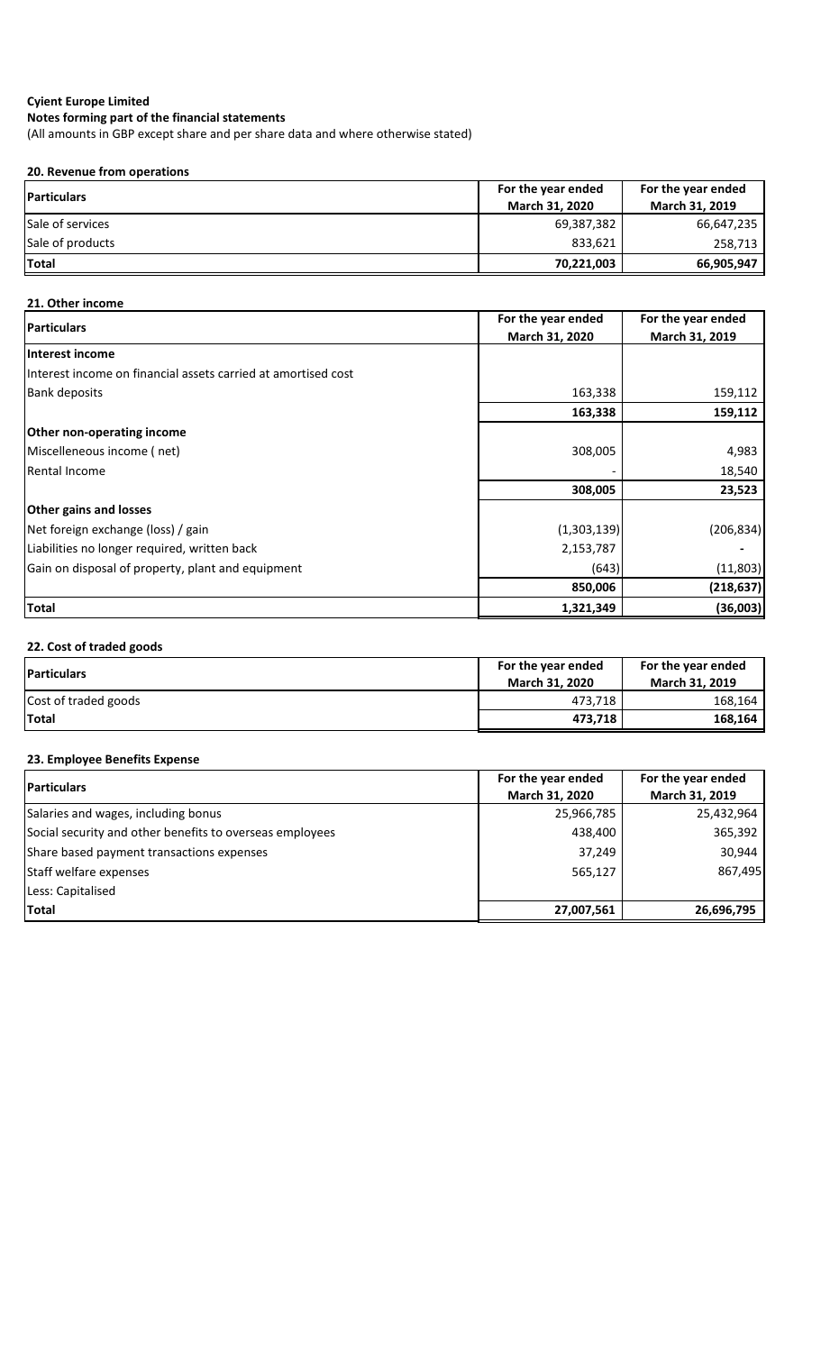**Cyient Europe Limited**

**Notes forming part of the financial statements**

(All amounts in GBP except share and per share data and where otherwise stated)

### 20. Revenue from operations

| Particulars | For the year ended March 31, 2020 | For the year ended March 31, 2019 |
|---|---|---|
| Sale of services | 69,387,382 | 66,647,235 |
| Sale of products | 833,621 | 258,713 |
| **Total** | **70,221,003** | **66,905,947** |

### 21. Other income

| Particulars | For the year ended March 31, 2020 | For the year ended March 31, 2019 |
|---|---|---|
| **Interest income** | | |
| Interest income on financial assets carried at amortised cost | | |
| Bank deposits | 163,338 | 159,112 |
| | **163,338** | **159,112** |
| **Other non-operating income** | | |
| Miscelleneous income ( net) | 308,005 | 4,983 |
| Rental Income | - | 18,540 |
| | **308,005** | **23,523** |
| **Other gains and losses** | | |
| Net foreign exchange (loss) / gain | (1,303,139) | (206,834) |
| Liabilities no longer required, written back | 2,153,787 | - |
| Gain on disposal of property, plant and equipment | (643) | (11,803) |
| | **850,006** | **(218,637)** |
| **Total** | **1,321,349** | **(36,003)** |

### 22. Cost of traded goods

| Particulars | For the year ended March 31, 2020 | For the year ended March 31, 2019 |
|---|---|---|
| Cost of traded goods | 473,718 | 168,164 |
| **Total** | **473,718** | **168,164** |

### 23. Employee Benefits Expense

| Particulars | For the year ended March 31, 2020 | For the year ended March 31, 2019 |
|---|---|---|
| Salaries and wages, including bonus | 25,966,785 | 25,432,964 |
| Social security and other benefits to overseas employees | 438,400 | 365,392 |
| Share based payment transactions expenses | 37,249 | 30,944 |
| Staff welfare expenses | 565,127 | 867,495 |
| Less: Capitalised | | |
| **Total** | **27,007,561** | **26,696,795** |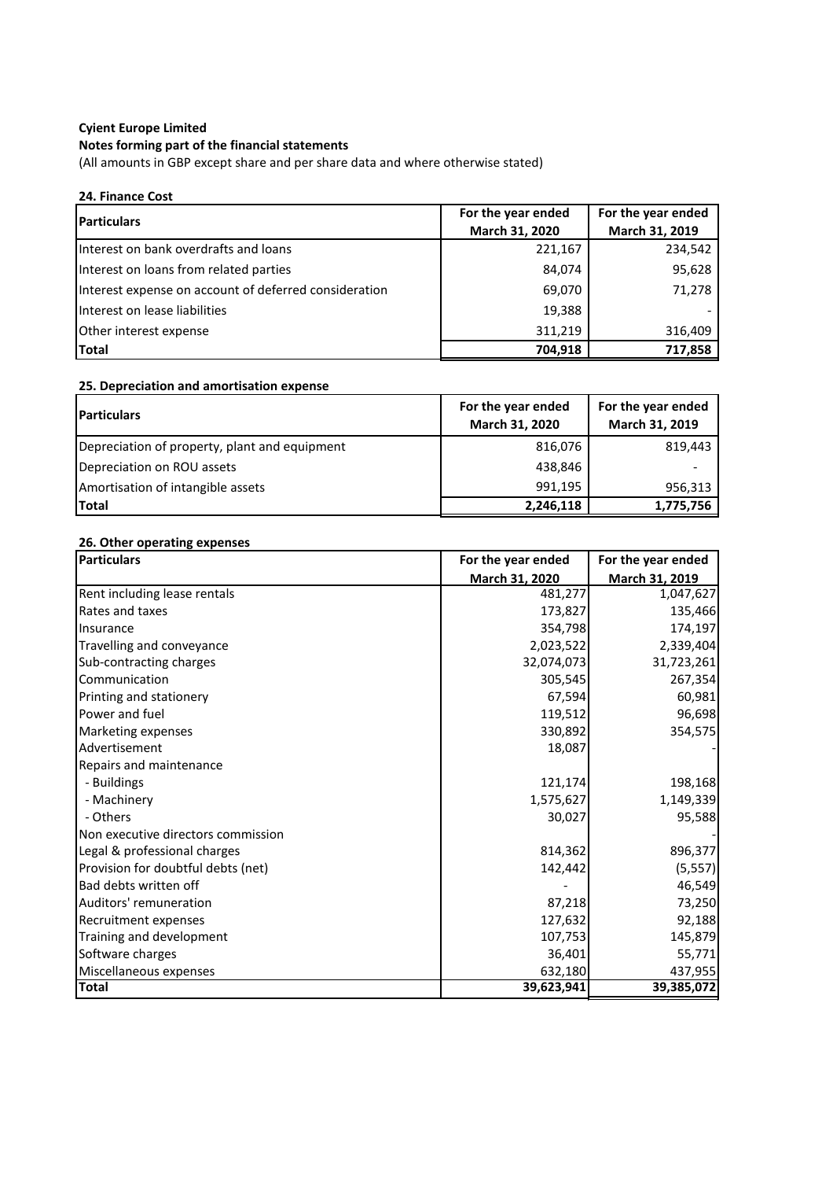**Cyient Europe Limited**

**Notes forming part of the financial statements**

(All amounts in GBP except share and per share data and where otherwise stated)

### 24. Finance Cost

| Particulars | For the year ended March 31, 2020 | For the year ended March 31, 2019 |
|---|---|---|
| Interest on bank overdrafts and loans | 221,167 | 234,542 |
| Interest on loans from related parties | 84,074 | 95,628 |
| Interest expense on account of deferred consideration | 69,070 | 71,278 |
| Interest on lease liabilities | 19,388 | - |
| Other interest expense | 311,219 | 316,409 |
| **Total** | **704,918** | **717,858** |

### 25. Depreciation and amortisation expense

| Particulars | For the year ended March 31, 2020 | For the year ended March 31, 2019 |
|---|---|---|
| Depreciation of property, plant and equipment | 816,076 | 819,443 |
| Depreciation on ROU assets | 438,846 | - |
| Amortisation of intangible assets | 991,195 | 956,313 |
| **Total** | **2,246,118** | **1,775,756** |

### 26. Other operating expenses

| Particulars | For the year ended March 31, 2020 | For the year ended March 31, 2019 |
|---|---|---|
| Rent including lease rentals | 481,277 | 1,047,627 |
| Rates and taxes | 173,827 | 135,466 |
| Insurance | 354,798 | 174,197 |
| Travelling and conveyance | 2,023,522 | 2,339,404 |
| Sub-contracting charges | 32,074,073 | 31,723,261 |
| Communication | 305,545 | 267,354 |
| Printing and stationery | 67,594 | 60,981 |
| Power and fuel | 119,512 | 96,698 |
| Marketing expenses | 330,892 | 354,575 |
| Advertisement | 18,087 | - |
| Repairs and maintenance | | |
| - Buildings | 121,174 | 198,168 |
| - Machinery | 1,575,627 | 1,149,339 |
| - Others | 30,027 | 95,588 |
| Non executive directors commission | | - |
| Legal & professional charges | 814,362 | 896,377 |
| Provision for doubtful debts (net) | 142,442 | (5,557) |
| Bad debts written off | - | 46,549 |
| Auditors' remuneration | 87,218 | 73,250 |
| Recruitment expenses | 127,632 | 92,188 |
| Training and development | 107,753 | 145,879 |
| Software charges | 36,401 | 55,771 |
| Miscellaneous expenses | 632,180 | 437,955 |
| **Total** | **39,623,941** | **39,385,072** |